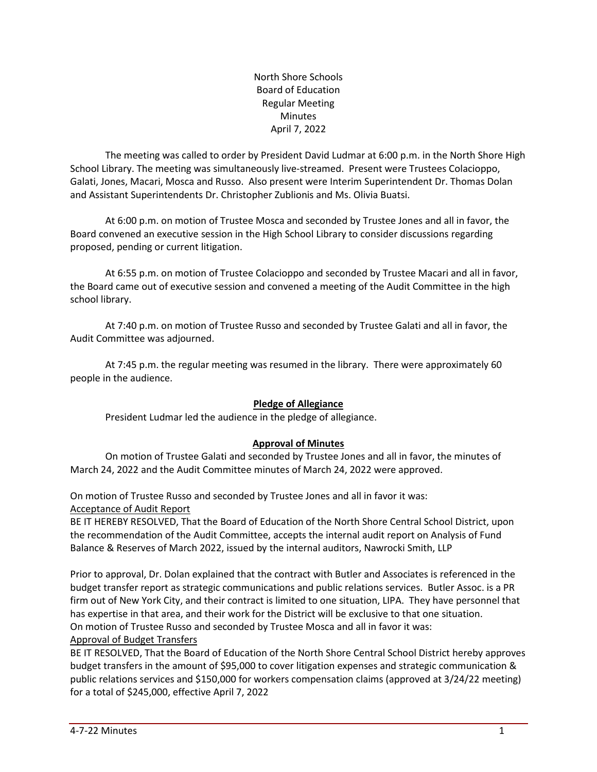North Shore Schools
Board of Education
Regular Meeting
Minutes
April 7, 2022

The meeting was called to order by President David Ludmar at 6:00 p.m. in the North Shore High School Library. The meeting was simultaneously live-streamed. Present were Trustees Colacioppo, Galati, Jones, Macari, Mosca and Russo. Also present were Interim Superintendent Dr. Thomas Dolan and Assistant Superintendents Dr. Christopher Zublionis and Ms. Olivia Buatsi.

At 6:00 p.m. on motion of Trustee Mosca and seconded by Trustee Jones and all in favor, the Board convened an executive session in the High School Library to consider discussions regarding proposed, pending or current litigation.

At 6:55 p.m. on motion of Trustee Colacioppo and seconded by Trustee Macari and all in favor, the Board came out of executive session and convened a meeting of the Audit Committee in the high school library.

At 7:40 p.m. on motion of Trustee Russo and seconded by Trustee Galati and all in favor, the Audit Committee was adjourned.

At 7:45 p.m. the regular meeting was resumed in the library. There were approximately 60 people in the audience.

**Pledge of Allegiance**

President Ludmar led the audience in the pledge of allegiance.

**Approval of Minutes**

On motion of Trustee Galati and seconded by Trustee Jones and all in favor, the minutes of March 24, 2022 and the Audit Committee minutes of March 24, 2022 were approved.

On motion of Trustee Russo and seconded by Trustee Jones and all in favor it was:
Acceptance of Audit Report
BE IT HEREBY RESOLVED, That the Board of Education of the North Shore Central School District, upon the recommendation of the Audit Committee, accepts the internal audit report on Analysis of Fund Balance & Reserves of March 2022, issued by the internal auditors, Nawrocki Smith, LLP

Prior to approval, Dr. Dolan explained that the contract with Butler and Associates is referenced in the budget transfer report as strategic communications and public relations services. Butler Assoc. is a PR firm out of New York City, and their contract is limited to one situation, LIPA. They have personnel that has expertise in that area, and their work for the District will be exclusive to that one situation.
On motion of Trustee Russo and seconded by Trustee Mosca and all in favor it was:
Approval of Budget Transfers
BE IT RESOLVED, That the Board of Education of the North Shore Central School District hereby approves budget transfers in the amount of $95,000 to cover litigation expenses and strategic communication & public relations services and $150,000 for workers compensation claims (approved at 3/24/22 meeting) for a total of $245,000, effective April 7, 2022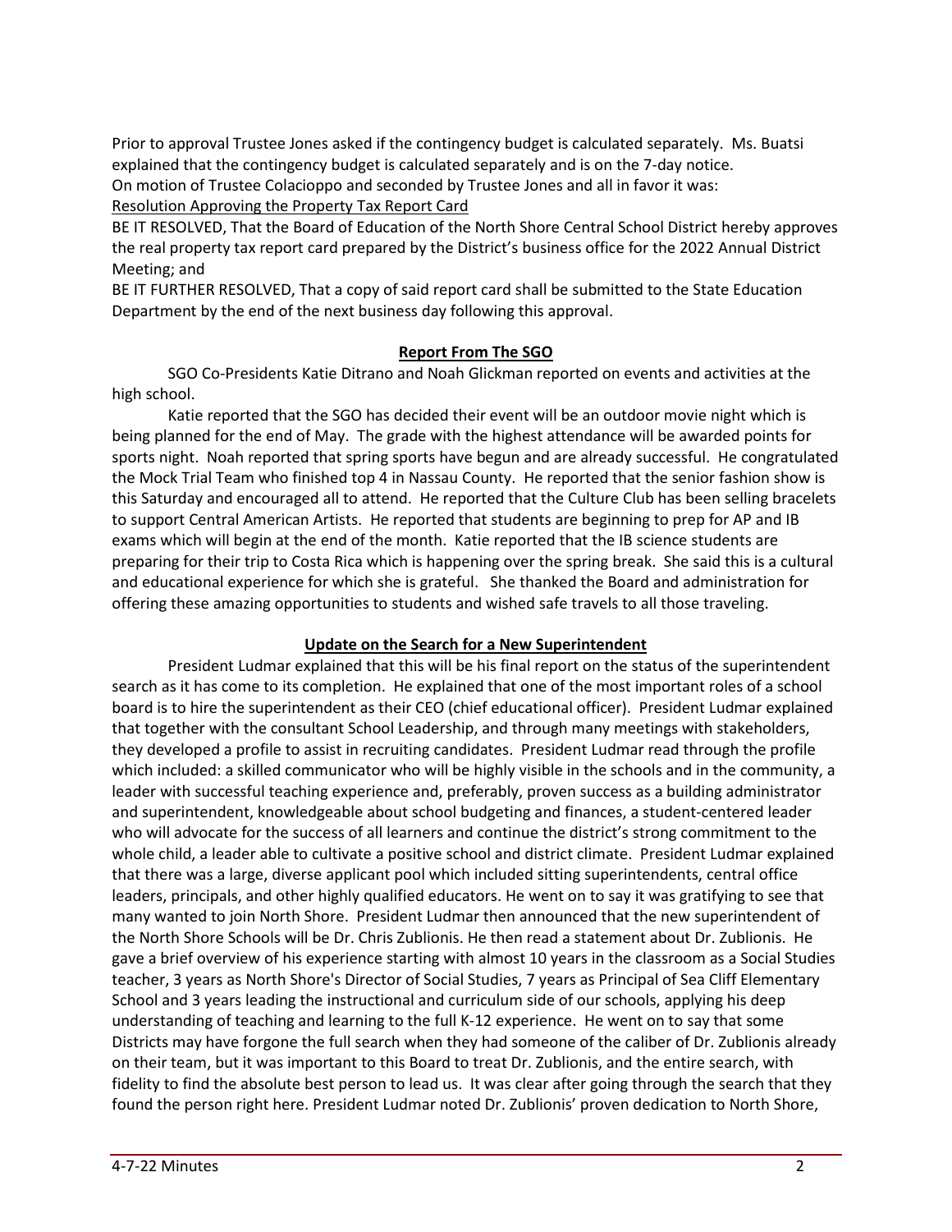Prior to approval Trustee Jones asked if the contingency budget is calculated separately. Ms. Buatsi explained that the contingency budget is calculated separately and is on the 7-day notice.
On motion of Trustee Colacioppo and seconded by Trustee Jones and all in favor it was:
<u>Resolution Approving the Property Tax Report Card</u>
BE IT RESOLVED, That the Board of Education of the North Shore Central School District hereby approves the real property tax report card prepared by the District's business office for the 2022 Annual District Meeting; and
BE IT FURTHER RESOLVED, That a copy of said report card shall be submitted to the State Education Department by the end of the next business day following this approval.

## Report From The SGO

SGO Co-Presidents Katie Ditrano and Noah Glickman reported on events and activities at the high school.

Katie reported that the SGO has decided their event will be an outdoor movie night which is being planned for the end of May. The grade with the highest attendance will be awarded points for sports night. Noah reported that spring sports have begun and are already successful. He congratulated the Mock Trial Team who finished top 4 in Nassau County. He reported that the senior fashion show is this Saturday and encouraged all to attend. He reported that the Culture Club has been selling bracelets to support Central American Artists. He reported that students are beginning to prep for AP and IB exams which will begin at the end of the month. Katie reported that the IB science students are preparing for their trip to Costa Rica which is happening over the spring break. She said this is a cultural and educational experience for which she is grateful. She thanked the Board and administration for offering these amazing opportunities to students and wished safe travels to all those traveling.

## Update on the Search for a New Superintendent

President Ludmar explained that this will be his final report on the status of the superintendent search as it has come to its completion. He explained that one of the most important roles of a school board is to hire the superintendent as their CEO (chief educational officer). President Ludmar explained that together with the consultant School Leadership, and through many meetings with stakeholders, they developed a profile to assist in recruiting candidates. President Ludmar read through the profile which included: a skilled communicator who will be highly visible in the schools and in the community, a leader with successful teaching experience and, preferably, proven success as a building administrator and superintendent, knowledgeable about school budgeting and finances, a student-centered leader who will advocate for the success of all learners and continue the district's strong commitment to the whole child, a leader able to cultivate a positive school and district climate. President Ludmar explained that there was a large, diverse applicant pool which included sitting superintendents, central office leaders, principals, and other highly qualified educators. He went on to say it was gratifying to see that many wanted to join North Shore. President Ludmar then announced that the new superintendent of the North Shore Schools will be Dr. Chris Zublionis. He then read a statement about Dr. Zublionis. He gave a brief overview of his experience starting with almost 10 years in the classroom as a Social Studies teacher, 3 years as North Shore's Director of Social Studies, 7 years as Principal of Sea Cliff Elementary School and 3 years leading the instructional and curriculum side of our schools, applying his deep understanding of teaching and learning to the full K-12 experience. He went on to say that some Districts may have forgone the full search when they had someone of the caliber of Dr. Zublionis already on their team, but it was important to this Board to treat Dr. Zublionis, and the entire search, with fidelity to find the absolute best person to lead us. It was clear after going through the search that they found the person right here. President Ludmar noted Dr. Zublionis' proven dedication to North Shore,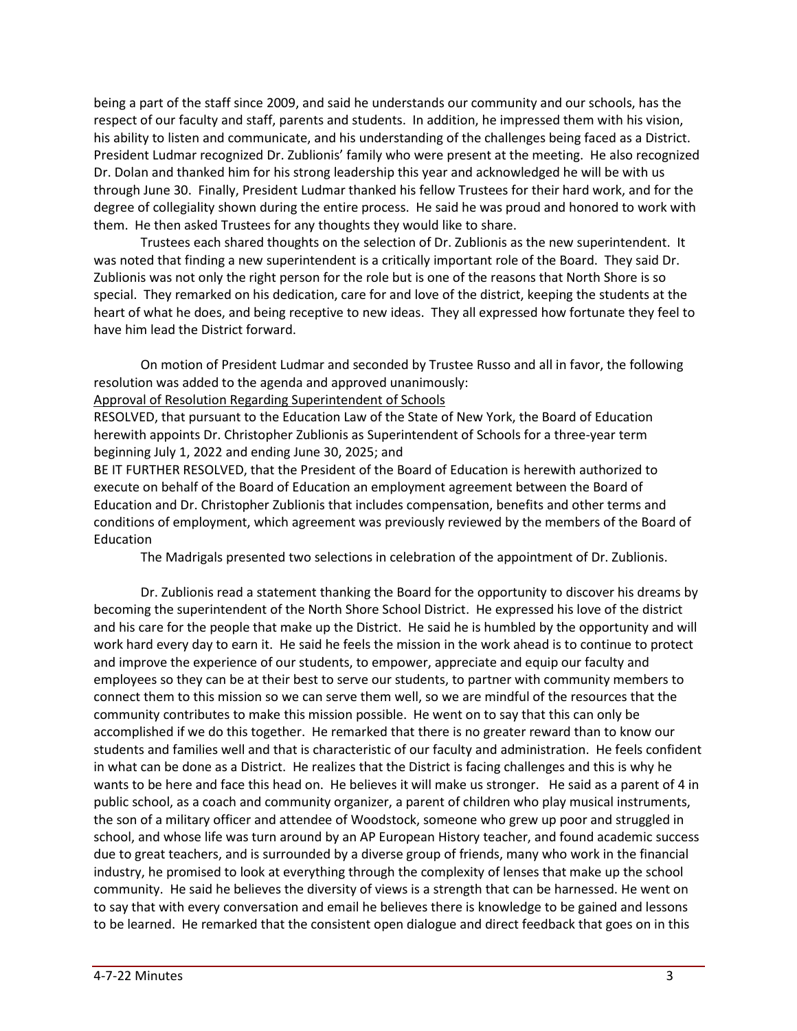being a part of the staff since 2009, and said he understands our community and our schools, has the respect of our faculty and staff, parents and students. In addition, he impressed them with his vision, his ability to listen and communicate, and his understanding of the challenges being faced as a District. President Ludmar recognized Dr. Zublionis' family who were present at the meeting. He also recognized Dr. Dolan and thanked him for his strong leadership this year and acknowledged he will be with us through June 30. Finally, President Ludmar thanked his fellow Trustees for their hard work, and for the degree of collegiality shown during the entire process. He said he was proud and honored to work with them. He then asked Trustees for any thoughts they would like to share.

Trustees each shared thoughts on the selection of Dr. Zublionis as the new superintendent. It was noted that finding a new superintendent is a critically important role of the Board. They said Dr. Zublionis was not only the right person for the role but is one of the reasons that North Shore is so special. They remarked on his dedication, care for and love of the district, keeping the students at the heart of what he does, and being receptive to new ideas. They all expressed how fortunate they feel to have him lead the District forward.

On motion of President Ludmar and seconded by Trustee Russo and all in favor, the following resolution was added to the agenda and approved unanimously:

Approval of Resolution Regarding Superintendent of Schools

RESOLVED, that pursuant to the Education Law of the State of New York, the Board of Education herewith appoints Dr. Christopher Zublionis as Superintendent of Schools for a three-year term beginning July 1, 2022 and ending June 30, 2025; and

BE IT FURTHER RESOLVED, that the President of the Board of Education is herewith authorized to execute on behalf of the Board of Education an employment agreement between the Board of Education and Dr. Christopher Zublionis that includes compensation, benefits and other terms and conditions of employment, which agreement was previously reviewed by the members of the Board of Education

The Madrigals presented two selections in celebration of the appointment of Dr. Zublionis.

Dr. Zublionis read a statement thanking the Board for the opportunity to discover his dreams by becoming the superintendent of the North Shore School District. He expressed his love of the district and his care for the people that make up the District. He said he is humbled by the opportunity and will work hard every day to earn it. He said he feels the mission in the work ahead is to continue to protect and improve the experience of our students, to empower, appreciate and equip our faculty and employees so they can be at their best to serve our students, to partner with community members to connect them to this mission so we can serve them well, so we are mindful of the resources that the community contributes to make this mission possible. He went on to say that this can only be accomplished if we do this together. He remarked that there is no greater reward than to know our students and families well and that is characteristic of our faculty and administration. He feels confident in what can be done as a District. He realizes that the District is facing challenges and this is why he wants to be here and face this head on. He believes it will make us stronger. He said as a parent of 4 in public school, as a coach and community organizer, a parent of children who play musical instruments, the son of a military officer and attendee of Woodstock, someone who grew up poor and struggled in school, and whose life was turn around by an AP European History teacher, and found academic success due to great teachers, and is surrounded by a diverse group of friends, many who work in the financial industry, he promised to look at everything through the complexity of lenses that make up the school community. He said he believes the diversity of views is a strength that can be harnessed. He went on to say that with every conversation and email he believes there is knowledge to be gained and lessons to be learned. He remarked that the consistent open dialogue and direct feedback that goes on in this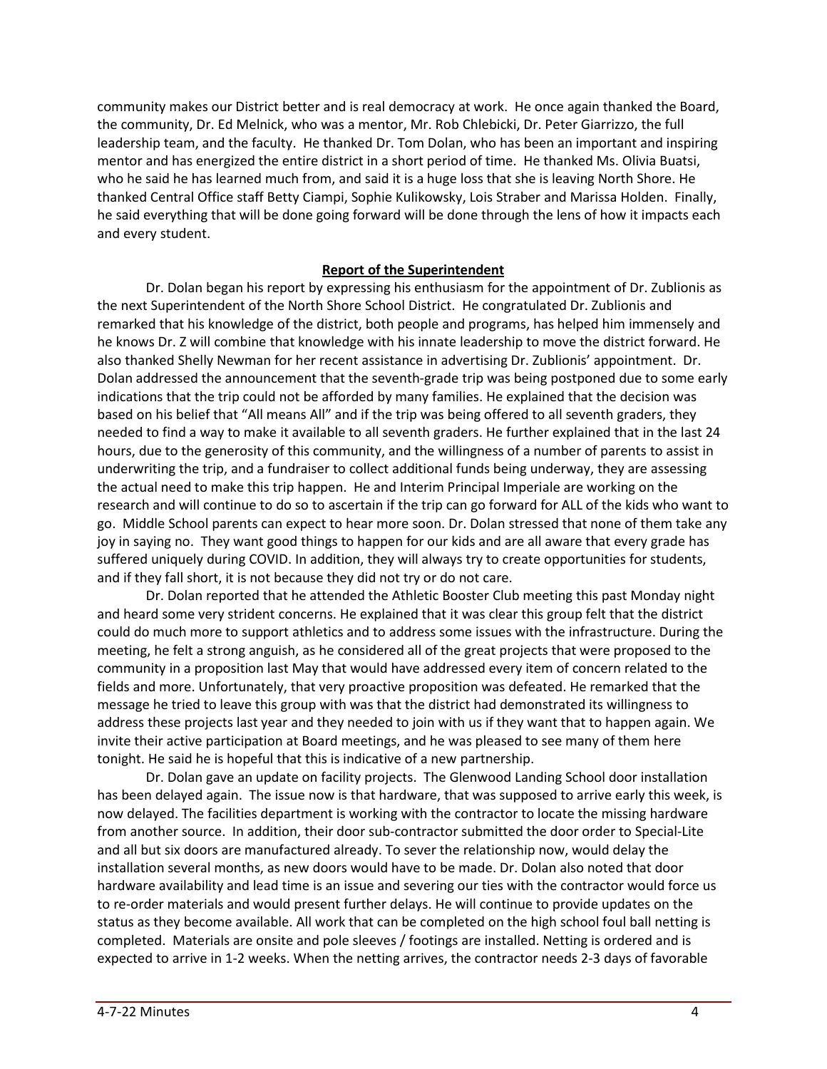community makes our District better and is real democracy at work. He once again thanked the Board, the community, Dr. Ed Melnick, who was a mentor, Mr. Rob Chlebicki, Dr. Peter Giarrizzo, the full leadership team, and the faculty. He thanked Dr. Tom Dolan, who has been an important and inspiring mentor and has energized the entire district in a short period of time. He thanked Ms. Olivia Buatsi, who he said he has learned much from, and said it is a huge loss that she is leaving North Shore. He thanked Central Office staff Betty Ciampi, Sophie Kulikowsky, Lois Straber and Marissa Holden. Finally, he said everything that will be done going forward will be done through the lens of how it impacts each and every student.

## Report of the Superintendent

Dr. Dolan began his report by expressing his enthusiasm for the appointment of Dr. Zublionis as the next Superintendent of the North Shore School District. He congratulated Dr. Zublionis and remarked that his knowledge of the district, both people and programs, has helped him immensely and he knows Dr. Z will combine that knowledge with his innate leadership to move the district forward. He also thanked Shelly Newman for her recent assistance in advertising Dr. Zublionis' appointment. Dr. Dolan addressed the announcement that the seventh-grade trip was being postponed due to some early indications that the trip could not be afforded by many families. He explained that the decision was based on his belief that "All means All" and if the trip was being offered to all seventh graders, they needed to find a way to make it available to all seventh graders. He further explained that in the last 24 hours, due to the generosity of this community, and the willingness of a number of parents to assist in underwriting the trip, and a fundraiser to collect additional funds being underway, they are assessing the actual need to make this trip happen. He and Interim Principal Imperiale are working on the research and will continue to do so to ascertain if the trip can go forward for ALL of the kids who want to go. Middle School parents can expect to hear more soon. Dr. Dolan stressed that none of them take any joy in saying no. They want good things to happen for our kids and are all aware that every grade has suffered uniquely during COVID. In addition, they will always try to create opportunities for students, and if they fall short, it is not because they did not try or do not care.

Dr. Dolan reported that he attended the Athletic Booster Club meeting this past Monday night and heard some very strident concerns. He explained that it was clear this group felt that the district could do much more to support athletics and to address some issues with the infrastructure. During the meeting, he felt a strong anguish, as he considered all of the great projects that were proposed to the community in a proposition last May that would have addressed every item of concern related to the fields and more. Unfortunately, that very proactive proposition was defeated. He remarked that the message he tried to leave this group with was that the district had demonstrated its willingness to address these projects last year and they needed to join with us if they want that to happen again. We invite their active participation at Board meetings, and he was pleased to see many of them here tonight. He said he is hopeful that this is indicative of a new partnership.

Dr. Dolan gave an update on facility projects. The Glenwood Landing School door installation has been delayed again. The issue now is that hardware, that was supposed to arrive early this week, is now delayed. The facilities department is working with the contractor to locate the missing hardware from another source. In addition, their door sub-contractor submitted the door order to Special-Lite and all but six doors are manufactured already. To sever the relationship now, would delay the installation several months, as new doors would have to be made. Dr. Dolan also noted that door hardware availability and lead time is an issue and severing our ties with the contractor would force us to re-order materials and would present further delays. He will continue to provide updates on the status as they become available. All work that can be completed on the high school foul ball netting is completed. Materials are onsite and pole sleeves / footings are installed. Netting is ordered and is expected to arrive in 1-2 weeks. When the netting arrives, the contractor needs 2-3 days of favorable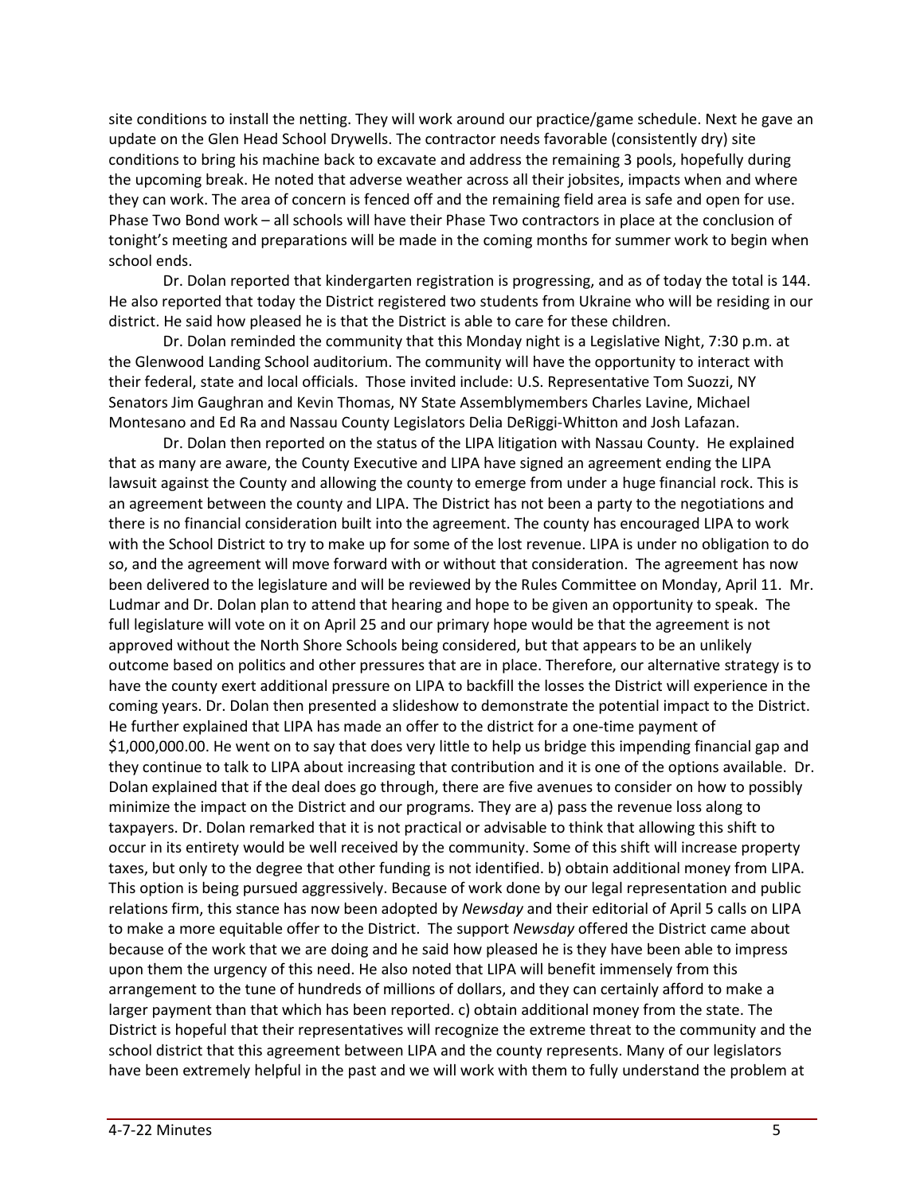site conditions to install the netting. They will work around our practice/game schedule. Next he gave an update on the Glen Head School Drywells. The contractor needs favorable (consistently dry) site conditions to bring his machine back to excavate and address the remaining 3 pools, hopefully during the upcoming break. He noted that adverse weather across all their jobsites, impacts when and where they can work. The area of concern is fenced off and the remaining field area is safe and open for use. Phase Two Bond work – all schools will have their Phase Two contractors in place at the conclusion of tonight's meeting and preparations will be made in the coming months for summer work to begin when school ends.

Dr. Dolan reported that kindergarten registration is progressing, and as of today the total is 144. He also reported that today the District registered two students from Ukraine who will be residing in our district. He said how pleased he is that the District is able to care for these children.

Dr. Dolan reminded the community that this Monday night is a Legislative Night, 7:30 p.m. at the Glenwood Landing School auditorium. The community will have the opportunity to interact with their federal, state and local officials. Those invited include: U.S. Representative Tom Suozzi, NY Senators Jim Gaughran and Kevin Thomas, NY State Assemblymembers Charles Lavine, Michael Montesano and Ed Ra and Nassau County Legislators Delia DeRiggi-Whitton and Josh Lafazan.

Dr. Dolan then reported on the status of the LIPA litigation with Nassau County. He explained that as many are aware, the County Executive and LIPA have signed an agreement ending the LIPA lawsuit against the County and allowing the county to emerge from under a huge financial rock. This is an agreement between the county and LIPA. The District has not been a party to the negotiations and there is no financial consideration built into the agreement. The county has encouraged LIPA to work with the School District to try to make up for some of the lost revenue. LIPA is under no obligation to do so, and the agreement will move forward with or without that consideration. The agreement has now been delivered to the legislature and will be reviewed by the Rules Committee on Monday, April 11. Mr. Ludmar and Dr. Dolan plan to attend that hearing and hope to be given an opportunity to speak. The full legislature will vote on it on April 25 and our primary hope would be that the agreement is not approved without the North Shore Schools being considered, but that appears to be an unlikely outcome based on politics and other pressures that are in place. Therefore, our alternative strategy is to have the county exert additional pressure on LIPA to backfill the losses the District will experience in the coming years. Dr. Dolan then presented a slideshow to demonstrate the potential impact to the District. He further explained that LIPA has made an offer to the district for a one-time payment of $1,000,000.00. He went on to say that does very little to help us bridge this impending financial gap and they continue to talk to LIPA about increasing that contribution and it is one of the options available. Dr. Dolan explained that if the deal does go through, there are five avenues to consider on how to possibly minimize the impact on the District and our programs. They are a) pass the revenue loss along to taxpayers. Dr. Dolan remarked that it is not practical or advisable to think that allowing this shift to occur in its entirety would be well received by the community. Some of this shift will increase property taxes, but only to the degree that other funding is not identified. b) obtain additional money from LIPA. This option is being pursued aggressively. Because of work done by our legal representation and public relations firm, this stance has now been adopted by *Newsday* and their editorial of April 5 calls on LIPA to make a more equitable offer to the District. The support *Newsday* offered the District came about because of the work that we are doing and he said how pleased he is they have been able to impress upon them the urgency of this need. He also noted that LIPA will benefit immensely from this arrangement to the tune of hundreds of millions of dollars, and they can certainly afford to make a larger payment than that which has been reported. c) obtain additional money from the state. The District is hopeful that their representatives will recognize the extreme threat to the community and the school district that this agreement between LIPA and the county represents. Many of our legislators have been extremely helpful in the past and we will work with them to fully understand the problem at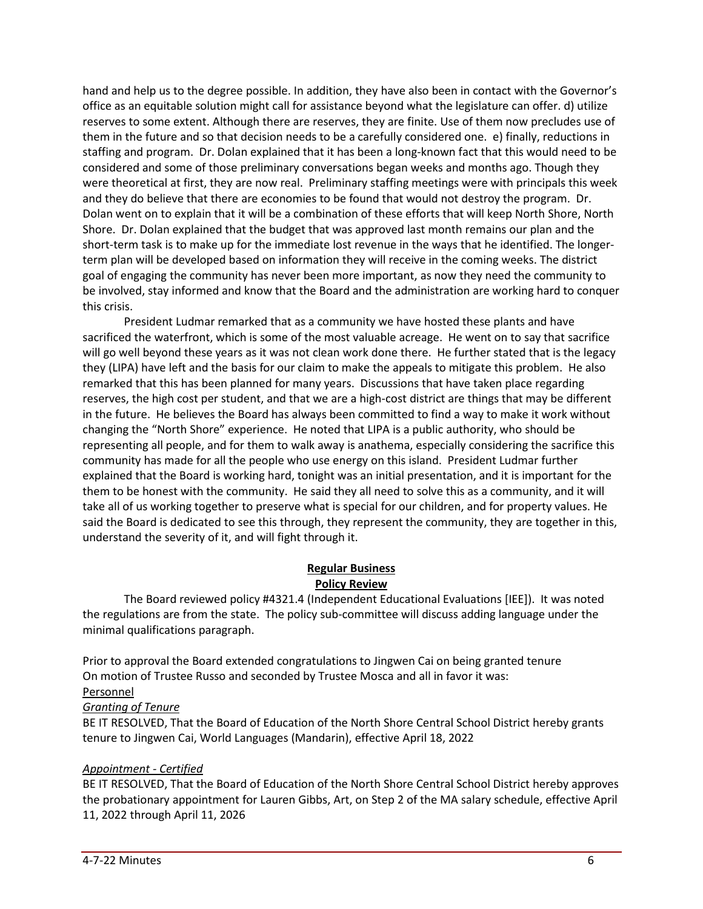hand and help us to the degree possible. In addition, they have also been in contact with the Governor's office as an equitable solution might call for assistance beyond what the legislature can offer. d) utilize reserves to some extent. Although there are reserves, they are finite. Use of them now precludes use of them in the future and so that decision needs to be a carefully considered one. e) finally, reductions in staffing and program. Dr. Dolan explained that it has been a long-known fact that this would need to be considered and some of those preliminary conversations began weeks and months ago. Though they were theoretical at first, they are now real. Preliminary staffing meetings were with principals this week and they do believe that there are economies to be found that would not destroy the program. Dr. Dolan went on to explain that it will be a combination of these efforts that will keep North Shore, North Shore. Dr. Dolan explained that the budget that was approved last month remains our plan and the short-term task is to make up for the immediate lost revenue in the ways that he identified. The longer-term plan will be developed based on information they will receive in the coming weeks. The district goal of engaging the community has never been more important, as now they need the community to be involved, stay informed and know that the Board and the administration are working hard to conquer this crisis.

President Ludmar remarked that as a community we have hosted these plants and have sacrificed the waterfront, which is some of the most valuable acreage. He went on to say that sacrifice will go well beyond these years as it was not clean work done there. He further stated that is the legacy they (LIPA) have left and the basis for our claim to make the appeals to mitigate this problem. He also remarked that this has been planned for many years. Discussions that have taken place regarding reserves, the high cost per student, and that we are a high-cost district are things that may be different in the future. He believes the Board has always been committed to find a way to make it work without changing the "North Shore" experience. He noted that LIPA is a public authority, who should be representing all people, and for them to walk away is anathema, especially considering the sacrifice this community has made for all the people who use energy on this island. President Ludmar further explained that the Board is working hard, tonight was an initial presentation, and it is important for the them to be honest with the community. He said they all need to solve this as a community, and it will take all of us working together to preserve what is special for our children, and for property values. He said the Board is dedicated to see this through, they represent the community, they are together in this, understand the severity of it, and will fight through it.

## Regular Business

### Policy Review

The Board reviewed policy #4321.4 (Independent Educational Evaluations [IEE]). It was noted the regulations are from the state. The policy sub-committee will discuss adding language under the minimal qualifications paragraph.

Prior to approval the Board extended congratulations to Jingwen Cai on being granted tenure
On motion of Trustee Russo and seconded by Trustee Mosca and all in favor it was:

Personnel

*Granting of Tenure*

BE IT RESOLVED, That the Board of Education of the North Shore Central School District hereby grants tenure to Jingwen Cai, World Languages (Mandarin), effective April 18, 2022

*Appointment - Certified*

BE IT RESOLVED, That the Board of Education of the North Shore Central School District hereby approves the probationary appointment for Lauren Gibbs, Art, on Step 2 of the MA salary schedule, effective April 11, 2022 through April 11, 2026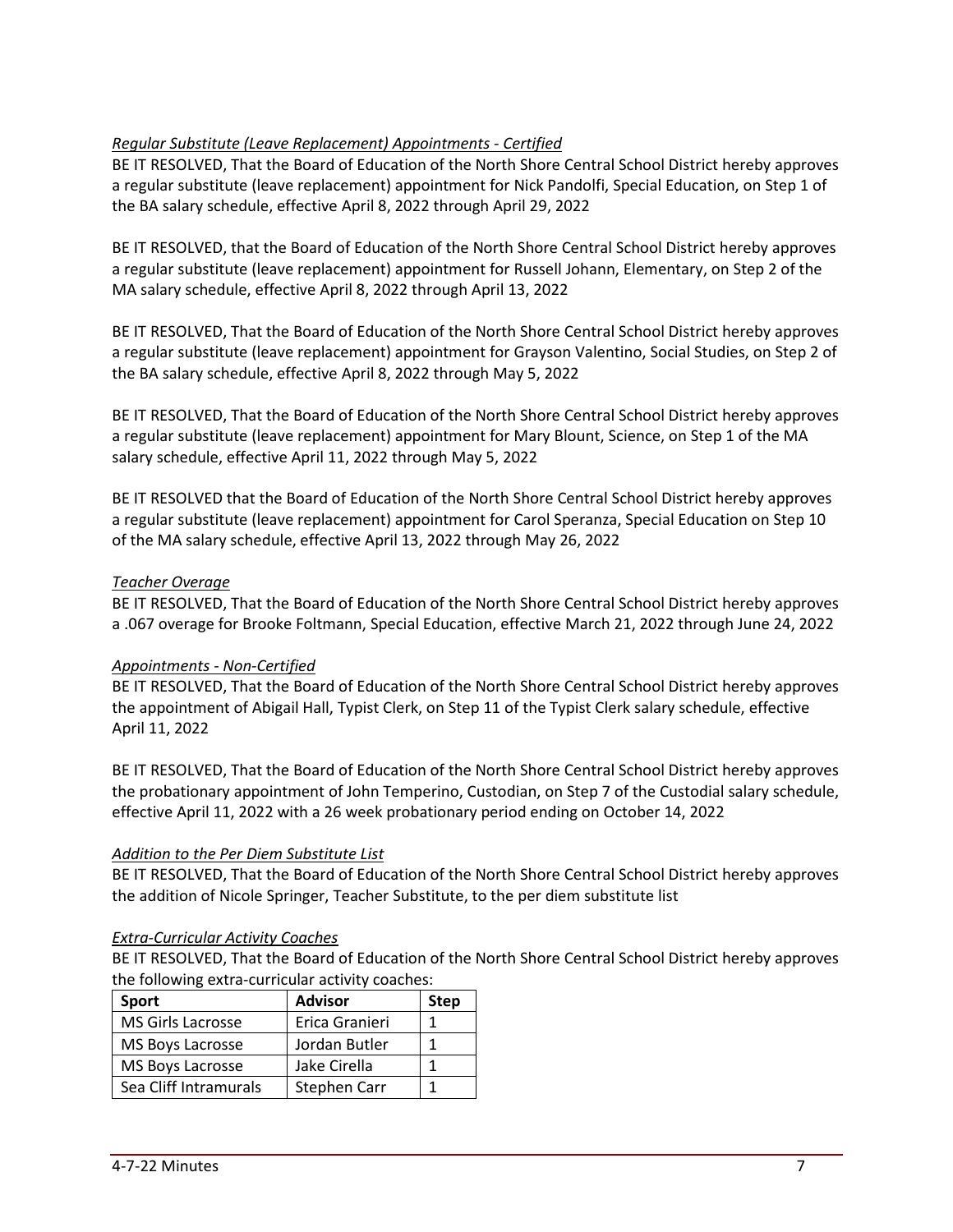*Regular Substitute (Leave Replacement) Appointments - Certified*

BE IT RESOLVED, That the Board of Education of the North Shore Central School District hereby approves a regular substitute (leave replacement) appointment for Nick Pandolfi, Special Education, on Step 1 of the BA salary schedule, effective April 8, 2022 through April 29, 2022

BE IT RESOLVED, that the Board of Education of the North Shore Central School District hereby approves a regular substitute (leave replacement) appointment for Russell Johann, Elementary, on Step 2 of the MA salary schedule, effective April 8, 2022 through April 13, 2022

BE IT RESOLVED, That the Board of Education of the North Shore Central School District hereby approves a regular substitute (leave replacement) appointment for Grayson Valentino, Social Studies, on Step 2 of the BA salary schedule, effective April 8, 2022 through May 5, 2022

BE IT RESOLVED, That the Board of Education of the North Shore Central School District hereby approves a regular substitute (leave replacement) appointment for Mary Blount, Science, on Step 1 of the MA salary schedule, effective April 11, 2022 through May 5, 2022

BE IT RESOLVED that the Board of Education of the North Shore Central School District hereby approves a regular substitute (leave replacement) appointment for Carol Speranza, Special Education on Step 10 of the MA salary schedule, effective April 13, 2022 through May 26, 2022

*Teacher Overage*

BE IT RESOLVED, That the Board of Education of the North Shore Central School District hereby approves a .067 overage for Brooke Foltmann, Special Education, effective March 21, 2022 through June 24, 2022

*Appointments - Non-Certified*

BE IT RESOLVED, That the Board of Education of the North Shore Central School District hereby approves the appointment of Abigail Hall, Typist Clerk, on Step 11 of the Typist Clerk salary schedule, effective April 11, 2022

BE IT RESOLVED, That the Board of Education of the North Shore Central School District hereby approves the probationary appointment of John Temperino, Custodian, on Step 7 of the Custodial salary schedule, effective April 11, 2022 with a 26 week probationary period ending on October 14, 2022

*Addition to the Per Diem Substitute List*

BE IT RESOLVED, That the Board of Education of the North Shore Central School District hereby approves the addition of Nicole Springer, Teacher Substitute, to the per diem substitute list

*Extra-Curricular Activity Coaches*

BE IT RESOLVED, That the Board of Education of the North Shore Central School District hereby approves the following extra-curricular activity coaches:

| Sport | Advisor | Step |
|---|---|---|
| MS Girls Lacrosse | Erica Granieri | 1 |
| MS Boys Lacrosse | Jordan Butler | 1 |
| MS Boys Lacrosse | Jake Cirella | 1 |
| Sea Cliff Intramurals | Stephen Carr | 1 |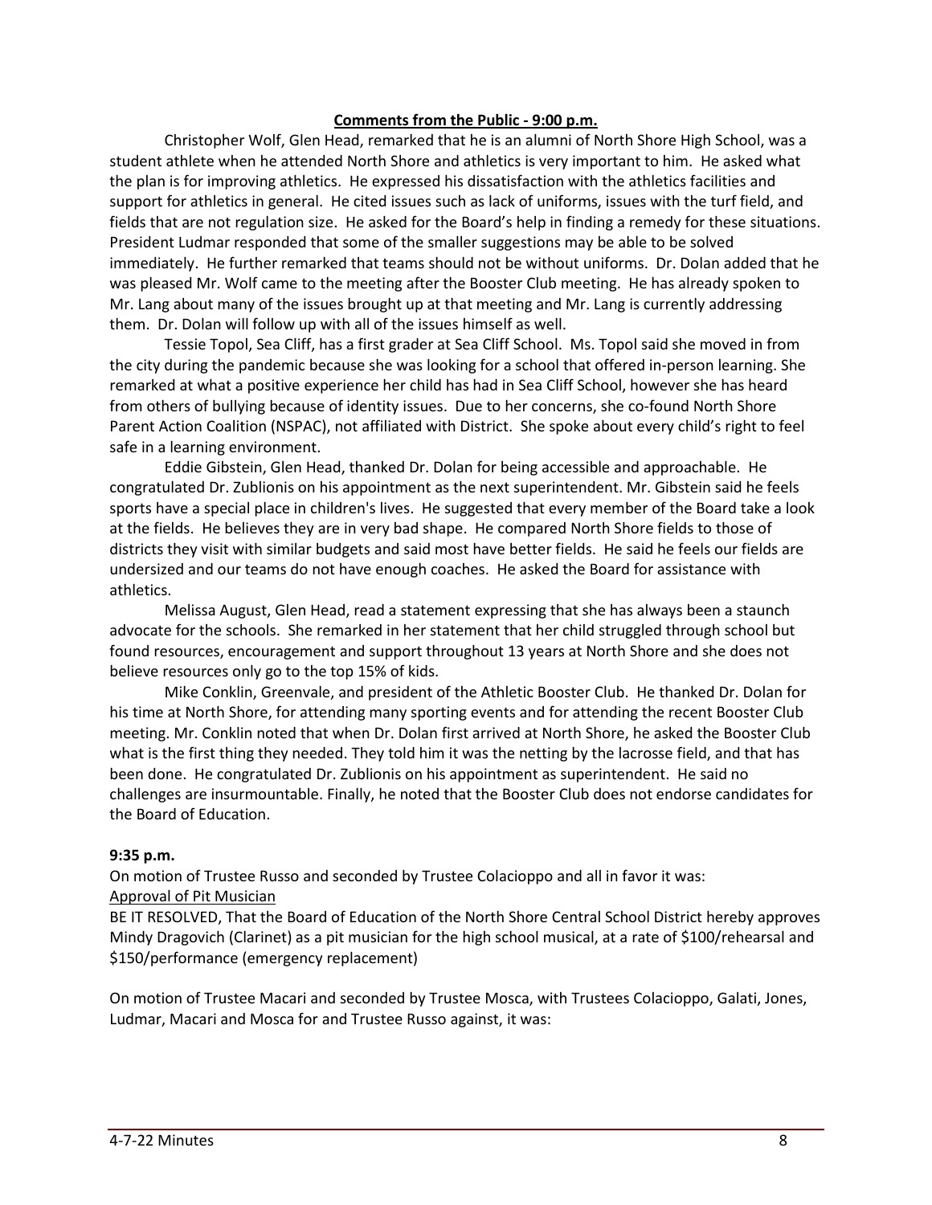**Comments from the Public - 9:00 p.m.**

Christopher Wolf, Glen Head, remarked that he is an alumni of North Shore High School, was a student athlete when he attended North Shore and athletics is very important to him. He asked what the plan is for improving athletics. He expressed his dissatisfaction with the athletics facilities and support for athletics in general. He cited issues such as lack of uniforms, issues with the turf field, and fields that are not regulation size. He asked for the Board's help in finding a remedy for these situations. President Ludmar responded that some of the smaller suggestions may be able to be solved immediately. He further remarked that teams should not be without uniforms. Dr. Dolan added that he was pleased Mr. Wolf came to the meeting after the Booster Club meeting. He has already spoken to Mr. Lang about many of the issues brought up at that meeting and Mr. Lang is currently addressing them. Dr. Dolan will follow up with all of the issues himself as well.

Tessie Topol, Sea Cliff, has a first grader at Sea Cliff School. Ms. Topol said she moved in from the city during the pandemic because she was looking for a school that offered in-person learning. She remarked at what a positive experience her child has had in Sea Cliff School, however she has heard from others of bullying because of identity issues. Due to her concerns, she co-found North Shore Parent Action Coalition (NSPAC), not affiliated with District. She spoke about every child's right to feel safe in a learning environment.

Eddie Gibstein, Glen Head, thanked Dr. Dolan for being accessible and approachable. He congratulated Dr. Zublionis on his appointment as the next superintendent. Mr. Gibstein said he feels sports have a special place in children's lives. He suggested that every member of the Board take a look at the fields. He believes they are in very bad shape. He compared North Shore fields to those of districts they visit with similar budgets and said most have better fields. He said he feels our fields are undersized and our teams do not have enough coaches. He asked the Board for assistance with athletics.

Melissa August, Glen Head, read a statement expressing that she has always been a staunch advocate for the schools. She remarked in her statement that her child struggled through school but found resources, encouragement and support throughout 13 years at North Shore and she does not believe resources only go to the top 15% of kids.

Mike Conklin, Greenvale, and president of the Athletic Booster Club. He thanked Dr. Dolan for his time at North Shore, for attending many sporting events and for attending the recent Booster Club meeting. Mr. Conklin noted that when Dr. Dolan first arrived at North Shore, he asked the Booster Club what is the first thing they needed. They told him it was the netting by the lacrosse field, and that has been done. He congratulated Dr. Zublionis on his appointment as superintendent. He said no challenges are insurmountable. Finally, he noted that the Booster Club does not endorse candidates for the Board of Education.

**9:35 p.m.**

On motion of Trustee Russo and seconded by Trustee Colacioppo and all in favor it was:

Approval of Pit Musician

BE IT RESOLVED, That the Board of Education of the North Shore Central School District hereby approves Mindy Dragovich (Clarinet) as a pit musician for the high school musical, at a rate of $100/rehearsal and $150/performance (emergency replacement)

On motion of Trustee Macari and seconded by Trustee Mosca, with Trustees Colacioppo, Galati, Jones, Ludmar, Macari and Mosca for and Trustee Russo against, it was: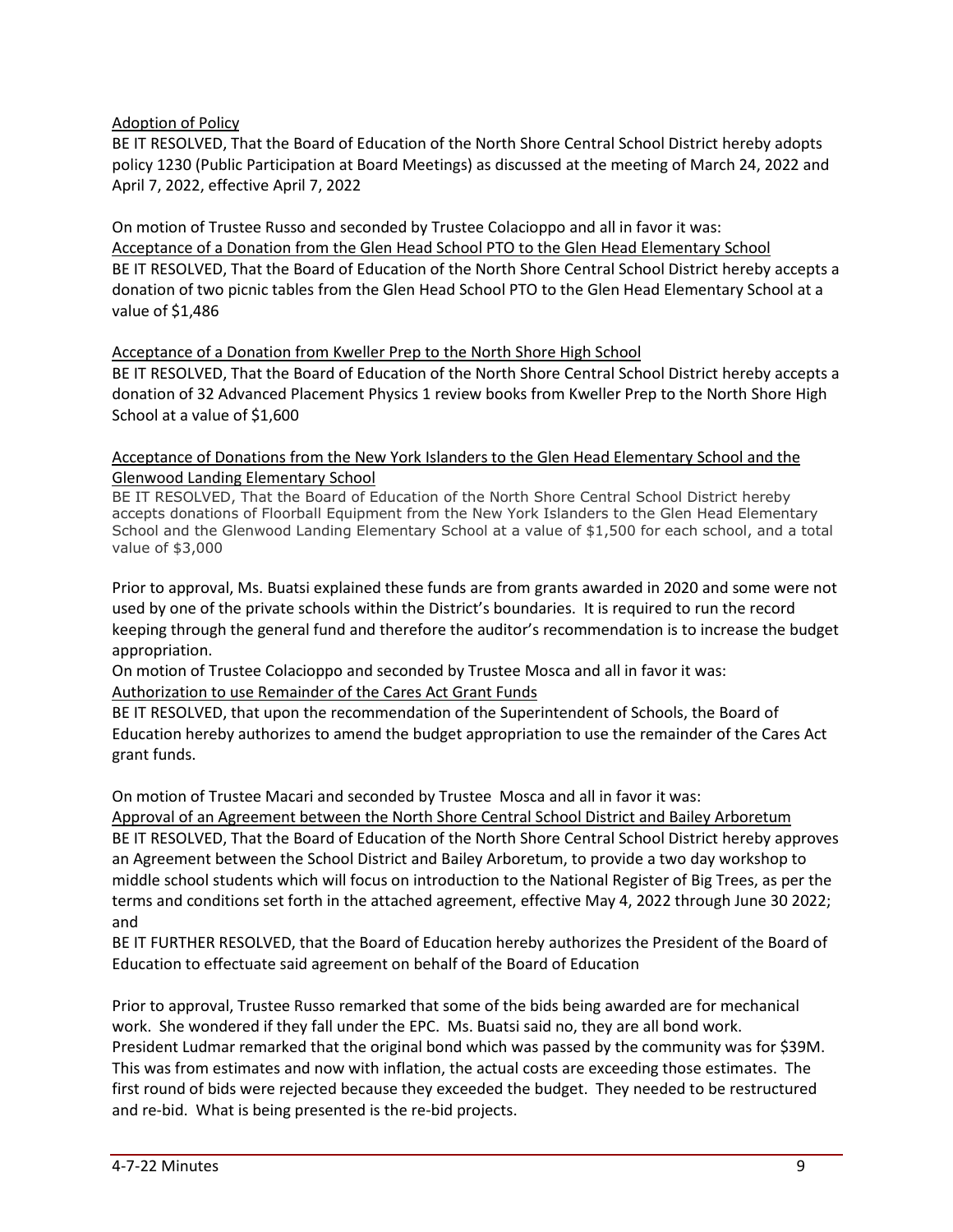Adoption of Policy

BE IT RESOLVED, That the Board of Education of the North Shore Central School District hereby adopts policy 1230 (Public Participation at Board Meetings) as discussed at the meeting of March 24, 2022 and April 7, 2022, effective April 7, 2022

On motion of Trustee Russo and seconded by Trustee Colacioppo and all in favor it was:

Acceptance of a Donation from the Glen Head School PTO to the Glen Head Elementary School

BE IT RESOLVED, That the Board of Education of the North Shore Central School District hereby accepts a donation of two picnic tables from the Glen Head School PTO to the Glen Head Elementary School at a value of $1,486

Acceptance of a Donation from Kweller Prep to the North Shore High School

BE IT RESOLVED, That the Board of Education of the North Shore Central School District hereby accepts a donation of 32 Advanced Placement Physics 1 review books from Kweller Prep to the North Shore High School at a value of $1,600

Acceptance of Donations from the New York Islanders to the Glen Head Elementary School and the Glenwood Landing Elementary School

BE IT RESOLVED, That the Board of Education of the North Shore Central School District hereby accepts donations of Floorball Equipment from the New York Islanders to the Glen Head Elementary School and the Glenwood Landing Elementary School at a value of $1,500 for each school, and a total value of $3,000

Prior to approval, Ms. Buatsi explained these funds are from grants awarded in 2020 and some were not used by one of the private schools within the District's boundaries. It is required to run the record keeping through the general fund and therefore the auditor's recommendation is to increase the budget appropriation.

On motion of Trustee Colacioppo and seconded by Trustee Mosca and all in favor it was:

Authorization to use Remainder of the Cares Act Grant Funds

BE IT RESOLVED, that upon the recommendation of the Superintendent of Schools, the Board of Education hereby authorizes to amend the budget appropriation to use the remainder of the Cares Act grant funds.

On motion of Trustee Macari and seconded by Trustee Mosca and all in favor it was:

Approval of an Agreement between the North Shore Central School District and Bailey Arboretum

BE IT RESOLVED, That the Board of Education of the North Shore Central School District hereby approves an Agreement between the School District and Bailey Arboretum, to provide a two day workshop to middle school students which will focus on introduction to the National Register of Big Trees, as per the terms and conditions set forth in the attached agreement, effective May 4, 2022 through June 30 2022; and

BE IT FURTHER RESOLVED, that the Board of Education hereby authorizes the President of the Board of Education to effectuate said agreement on behalf of the Board of Education

Prior to approval, Trustee Russo remarked that some of the bids being awarded are for mechanical work. She wondered if they fall under the EPC. Ms. Buatsi said no, they are all bond work. President Ludmar remarked that the original bond which was passed by the community was for $39M. This was from estimates and now with inflation, the actual costs are exceeding those estimates. The first round of bids were rejected because they exceeded the budget. They needed to be restructured and re-bid. What is being presented is the re-bid projects.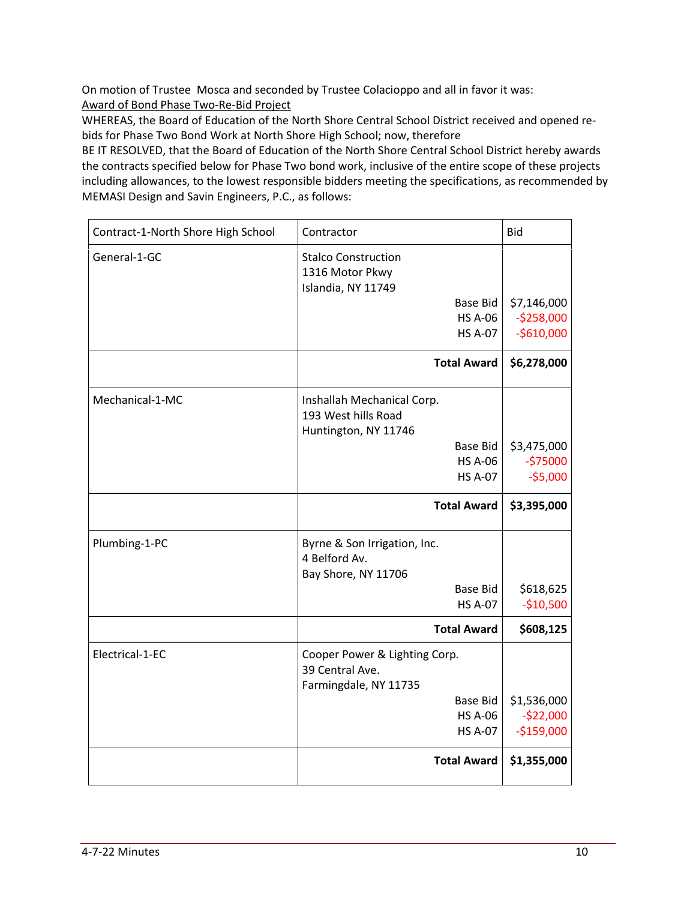On motion of Trustee Mosca and seconded by Trustee Colacioppo and all in favor it was:

Award of Bond Phase Two-Re-Bid Project

WHEREAS, the Board of Education of the North Shore Central School District received and opened re-bids for Phase Two Bond Work at North Shore High School; now, therefore

BE IT RESOLVED, that the Board of Education of the North Shore Central School District hereby awards the contracts specified below for Phase Two bond work, inclusive of the entire scope of these projects including allowances, to the lowest responsible bidders meeting the specifications, as recommended by MEMASI Design and Savin Engineers, P.C., as follows:

| Contract-1-North Shore High School | Contractor | Bid |
|---|---|---|
| General-1-GC | Stalco Construction<br>1316 Motor Pkwy<br>Islandia, NY 11749<br>Base Bid<br>HS A-06<br>HS A-07 | <br><br><br>$7,146,000<br>-$258,000<br>-$610,000 |
| | **Total Award** | **$6,278,000** |
| Mechanical-1-MC | Inshallah Mechanical Corp.<br>193 West hills Road<br>Huntington, NY 11746<br>Base Bid<br>HS A-06<br>HS A-07 | <br><br><br>$3,475,000<br>-$75000<br>-$5,000 |
| | **Total Award** | **$3,395,000** |
| Plumbing-1-PC | Byrne & Son Irrigation, Inc.<br>4 Belford Av.<br>Bay Shore, NY 11706<br>Base Bid<br>HS A-07 | <br><br><br>$618,625<br>-$10,500 |
| | **Total Award** | **$608,125** |
| Electrical-1-EC | Cooper Power & Lighting Corp.<br>39 Central Ave.<br>Farmingdale, NY 11735<br>Base Bid<br>HS A-06<br>HS A-07 | <br><br><br>$1,536,000<br>-$22,000<br>-$159,000 |
| | **Total Award** | **$1,355,000** |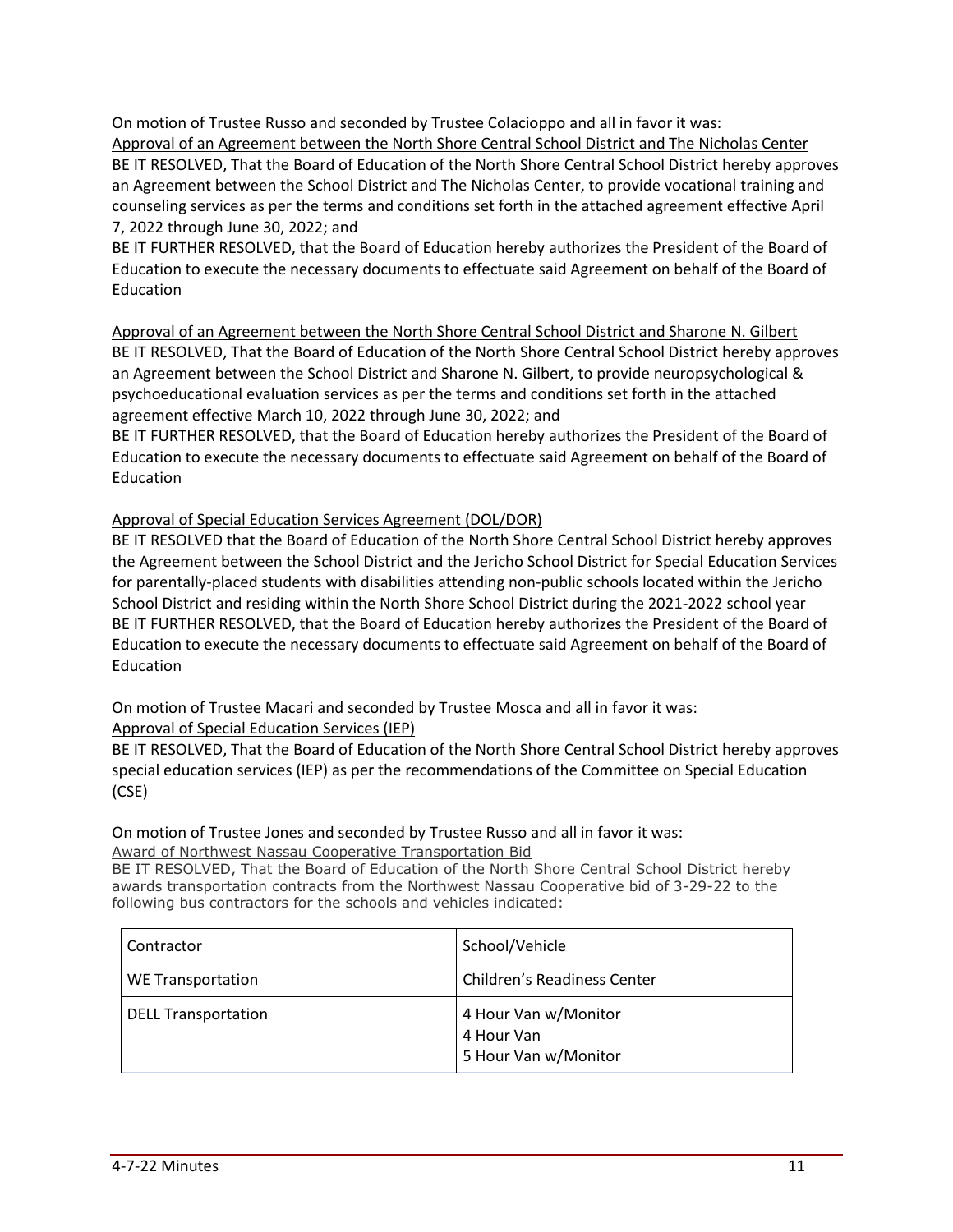On motion of Trustee Russo and seconded by Trustee Colacioppo and all in favor it was:

Approval of an Agreement between the North Shore Central School District and The Nicholas Center

BE IT RESOLVED, That the Board of Education of the North Shore Central School District hereby approves an Agreement between the School District and The Nicholas Center, to provide vocational training and counseling services as per the terms and conditions set forth in the attached agreement effective April 7, 2022 through June 30, 2022; and

BE IT FURTHER RESOLVED, that the Board of Education hereby authorizes the President of the Board of Education to execute the necessary documents to effectuate said Agreement on behalf of the Board of Education

Approval of an Agreement between the North Shore Central School District and Sharone N. Gilbert

BE IT RESOLVED, That the Board of Education of the North Shore Central School District hereby approves an Agreement between the School District and Sharone N. Gilbert, to provide neuropsychological & psychoeducational evaluation services as per the terms and conditions set forth in the attached agreement effective March 10, 2022 through June 30, 2022; and

BE IT FURTHER RESOLVED, that the Board of Education hereby authorizes the President of the Board of Education to execute the necessary documents to effectuate said Agreement on behalf of the Board of Education

Approval of Special Education Services Agreement (DOL/DOR)

BE IT RESOLVED that the Board of Education of the North Shore Central School District hereby approves the Agreement between the School District and the Jericho School District for Special Education Services for parentally-placed students with disabilities attending non-public schools located within the Jericho School District and residing within the North Shore School District during the 2021-2022 school year

BE IT FURTHER RESOLVED, that the Board of Education hereby authorizes the President of the Board of Education to execute the necessary documents to effectuate said Agreement on behalf of the Board of Education

On motion of Trustee Macari and seconded by Trustee Mosca and all in favor it was:

Approval of Special Education Services (IEP)

BE IT RESOLVED, That the Board of Education of the North Shore Central School District hereby approves special education services (IEP) as per the recommendations of the Committee on Special Education (CSE)

On motion of Trustee Jones and seconded by Trustee Russo and all in favor it was:

Award of Northwest Nassau Cooperative Transportation Bid

BE IT RESOLVED, That the Board of Education of the North Shore Central School District hereby awards transportation contracts from the Northwest Nassau Cooperative bid of 3-29-22 to the following bus contractors for the schools and vehicles indicated:

| Contractor | School/Vehicle |
|---|---|
| WE Transportation | Children's Readiness Center |
| DELL Transportation | 4 Hour Van w/Monitor<br>4 Hour Van<br>5 Hour Van w/Monitor |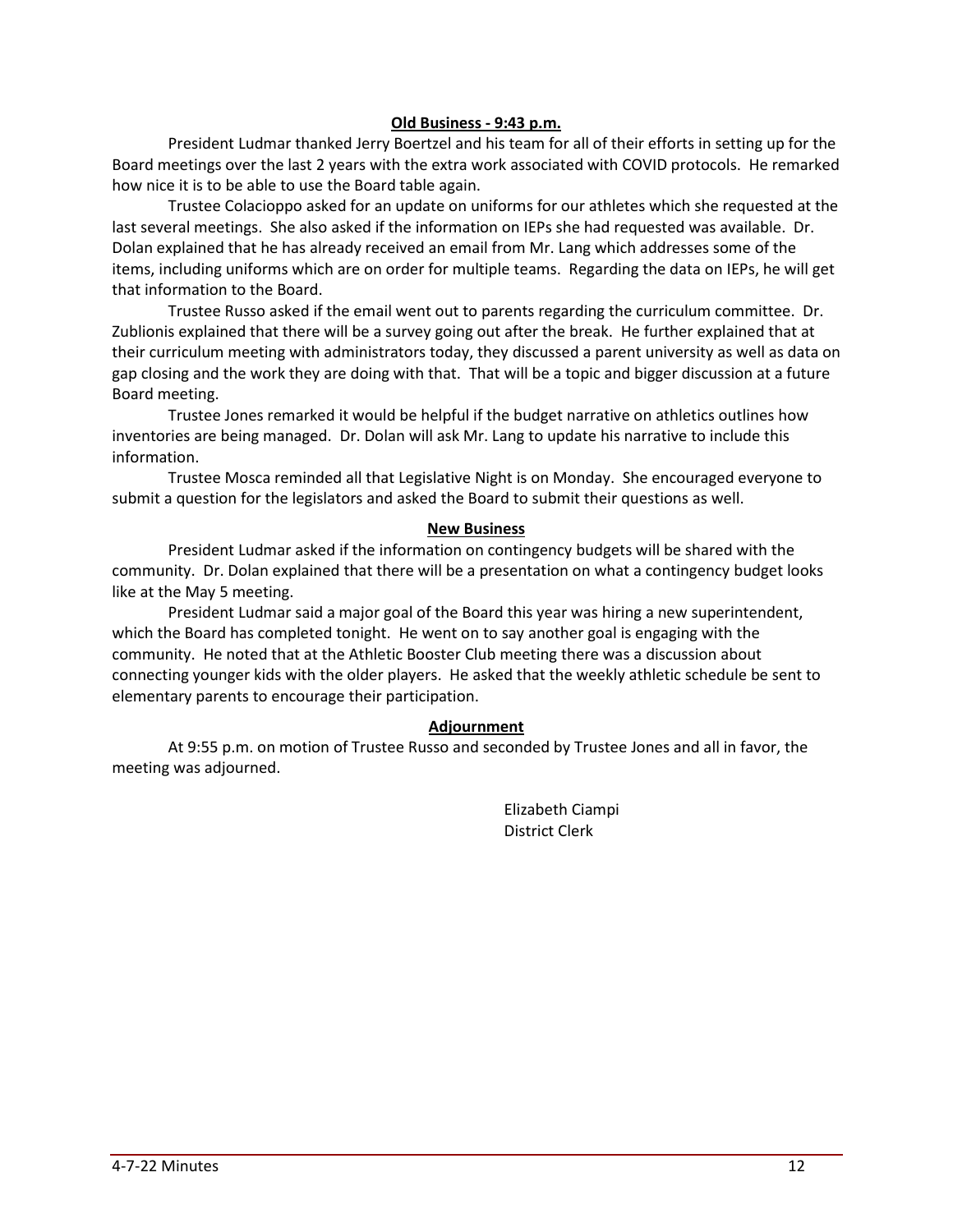## **Old Business - 9:43 p.m.**

President Ludmar thanked Jerry Boertzel and his team for all of their efforts in setting up for the Board meetings over the last 2 years with the extra work associated with COVID protocols. He remarked how nice it is to be able to use the Board table again.

Trustee Colacioppo asked for an update on uniforms for our athletes which she requested at the last several meetings. She also asked if the information on IEPs she had requested was available. Dr. Dolan explained that he has already received an email from Mr. Lang which addresses some of the items, including uniforms which are on order for multiple teams. Regarding the data on IEPs, he will get that information to the Board.

Trustee Russo asked if the email went out to parents regarding the curriculum committee. Dr. Zublionis explained that there will be a survey going out after the break. He further explained that at their curriculum meeting with administrators today, they discussed a parent university as well as data on gap closing and the work they are doing with that. That will be a topic and bigger discussion at a future Board meeting.

Trustee Jones remarked it would be helpful if the budget narrative on athletics outlines how inventories are being managed. Dr. Dolan will ask Mr. Lang to update his narrative to include this information.

Trustee Mosca reminded all that Legislative Night is on Monday. She encouraged everyone to submit a question for the legislators and asked the Board to submit their questions as well.

## **New Business**

President Ludmar asked if the information on contingency budgets will be shared with the community. Dr. Dolan explained that there will be a presentation on what a contingency budget looks like at the May 5 meeting.

President Ludmar said a major goal of the Board this year was hiring a new superintendent, which the Board has completed tonight. He went on to say another goal is engaging with the community. He noted that at the Athletic Booster Club meeting there was a discussion about connecting younger kids with the older players. He asked that the weekly athletic schedule be sent to elementary parents to encourage their participation.

## **Adjournment**

At 9:55 p.m. on motion of Trustee Russo and seconded by Trustee Jones and all in favor, the meeting was adjourned.

Elizabeth Ciampi
District Clerk